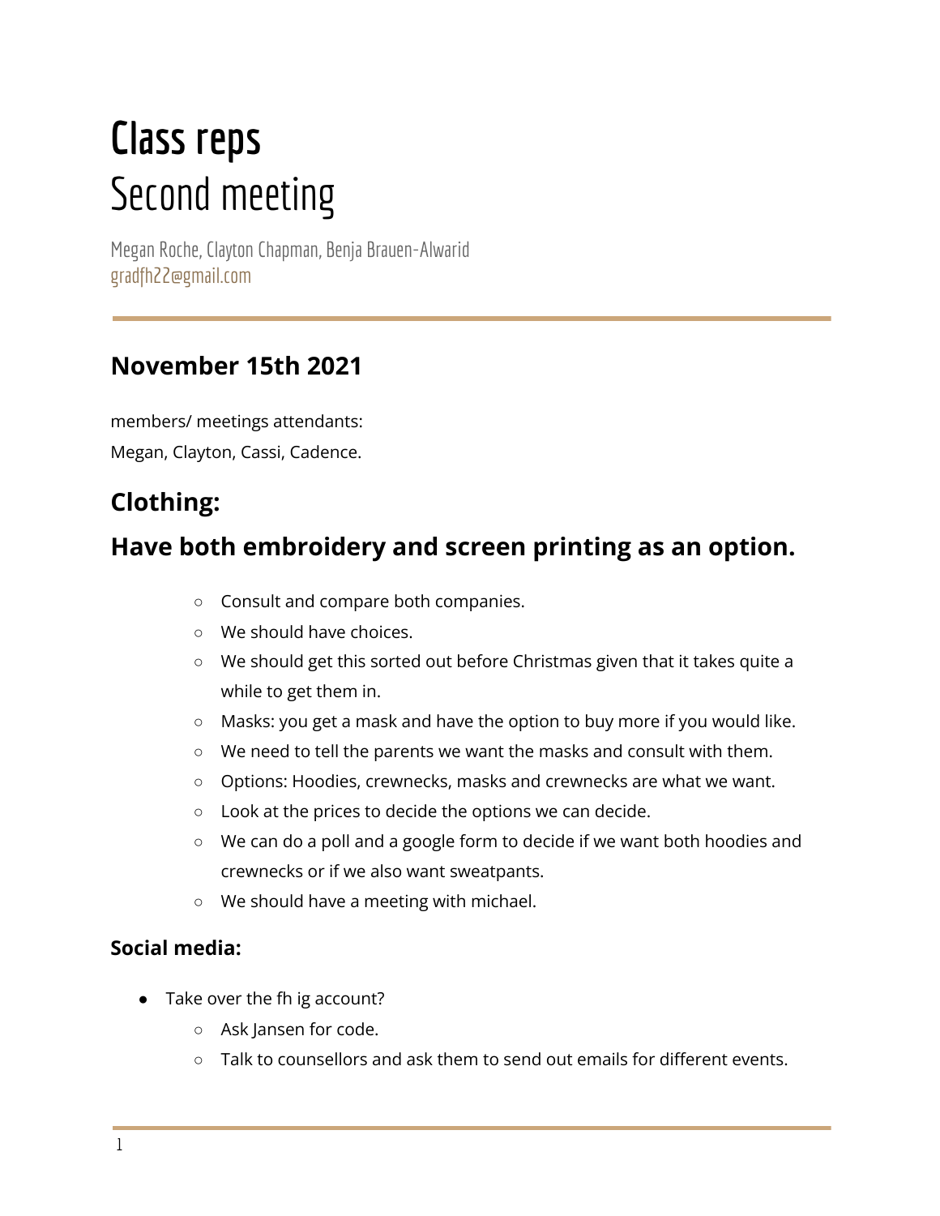# Class reps

Second meeting

Megan Roche, Clayton Chapman, Benja Brauen-Alwarid
gradfh22@gmail.com

## November 15th 2021

members/ meetings attendants:
Megan, Clayton, Cassi, Cadence.

## Clothing:

## Have both embroidery and screen printing as an option.

- Consult and compare both companies.
- We should have choices.
- We should get this sorted out before Christmas given that it takes quite a while to get them in.
- Masks: you get a mask and have the option to buy more if you would like.
- We need to tell the parents we want the masks and consult with them.
- Options: Hoodies, crewnecks, masks and crewnecks are what we want.
- Look at the prices to decide the options we can decide.
- We can do a poll and a google form to decide if we want both hoodies and crewnecks or if we also want sweatpants.
- We should have a meeting with michael.

### Social media:

- Take over the fh ig account?
  - Ask Jansen for code.
  - Talk to counsellors and ask them to send out emails for different events.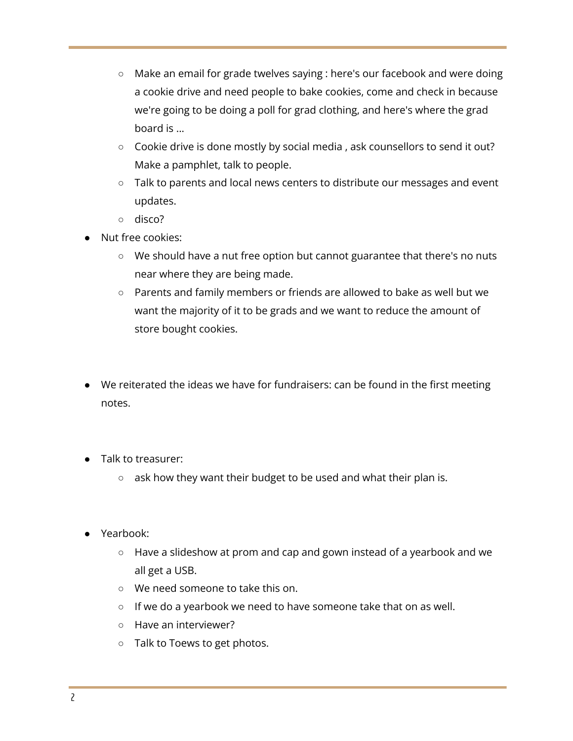- Make an email for grade twelves saying : here's our facebook and were doing a cookie drive and need people to bake cookies, come and check in because we're going to be doing a poll for grad clothing, and here's where the grad board is ...
    - Cookie drive is done mostly by social media , ask counsellors to send it out? Make a pamphlet, talk to people.
    - Talk to parents and local news centers to distribute our messages and event updates.
    - disco?
- Nut free cookies:
    - We should have a nut free option but cannot guarantee that there's no nuts near where they are being made.
    - Parents and family members or friends are allowed to bake as well but we want the majority of it to be grads and we want to reduce the amount of store bought cookies.

- We reiterated the ideas we have for fundraisers: can be found in the first meeting notes.

- Talk to treasurer:
    - ask how they want their budget to be used and what their plan is.

- Yearbook:
    - Have a slideshow at prom and cap and gown instead of a yearbook and we all get a USB.
    - We need someone to take this on.
    - If we do a yearbook we need to have someone take that on as well.
    - Have an interviewer?
    - Talk to Toews to get photos.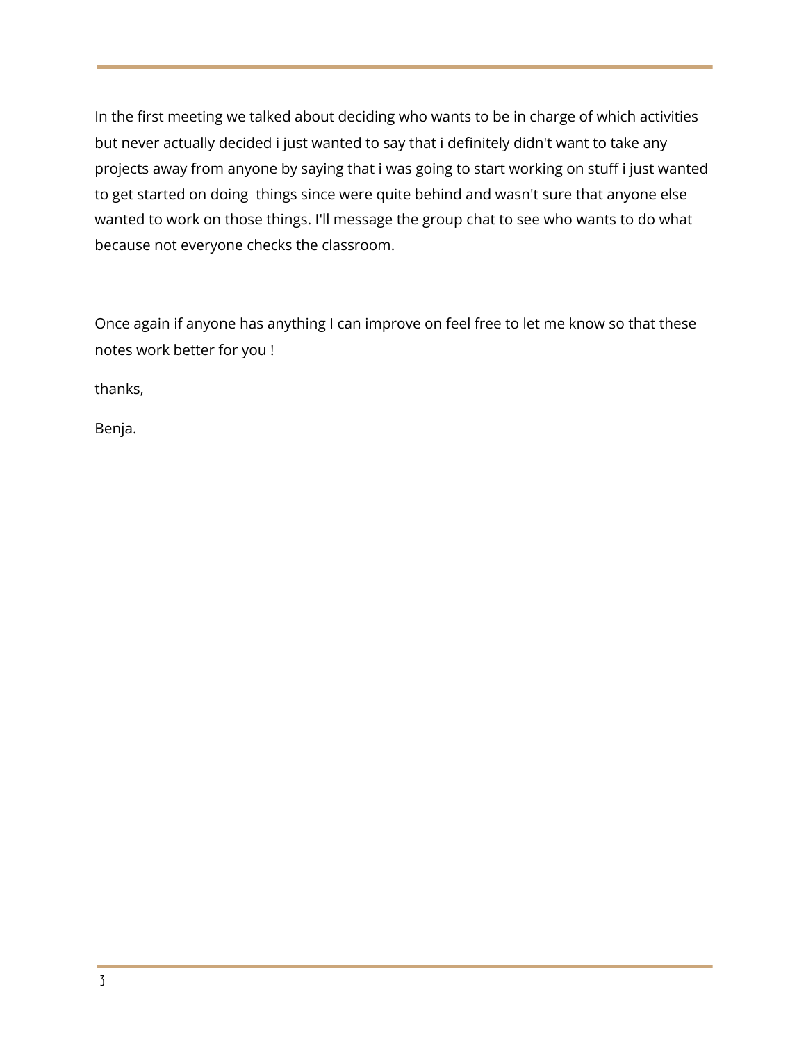In the first meeting we talked about deciding who wants to be in charge of which activities but never actually decided i just wanted to say that i definitely didn't want to take any projects away from anyone by saying that i was going to start working on stuff i just wanted to get started on doing  things since were quite behind and wasn't sure that anyone else wanted to work on those things. I'll message the group chat to see who wants to do what because not everyone checks the classroom.

Once again if anyone has anything I can improve on feel free to let me know so that these notes work better for you !

thanks,

Benja.